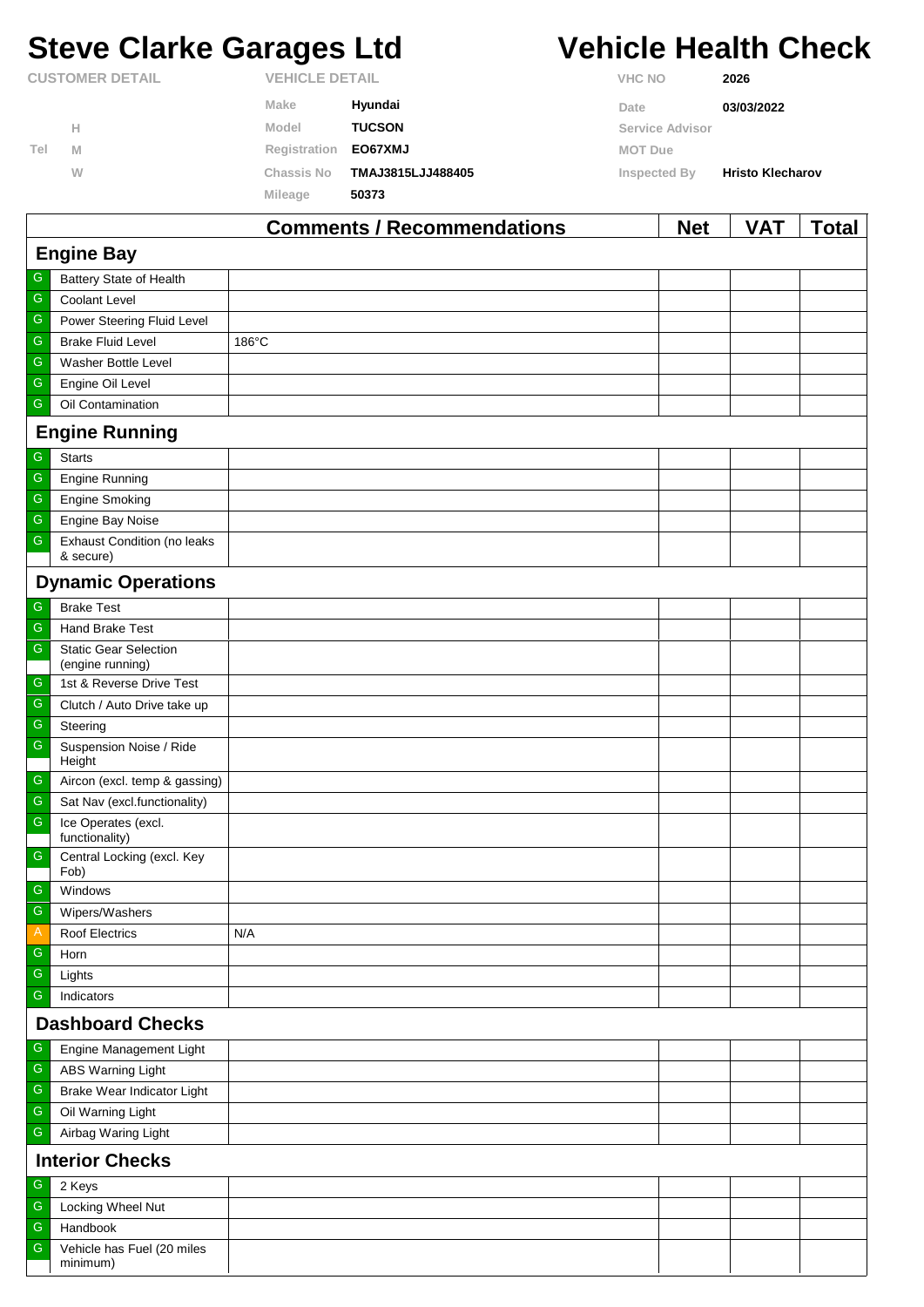# Steve Clarke Garages Ltd

# Vehicle Health Check

| CUSTOMER DETAIL | | VEHICLE DETAIL | | | |
|---|---|---|---|---|---|
| | | Make | Hyundai | VHC NO | 2026 |
| | H | Model | TUCSON | Date | 03/03/2022 |
| Tel | M | Registration | EO67XMJ | Service Advisor | |
| | W | Chassis No | TMAJ3815LJJ488405 | MOT Due | |
| | | Mileage | 50373 | Inspected By | Hristo Klecharov |

| | | Comments / Recommendations | Net | VAT | Total |
|---|---|---|---|---|---|
| **Engine Bay** | | | | | |
| G | Battery State of Health | | | | |
| G | Coolant Level | | | | |
| G | Power Steering Fluid Level | | | | |
| G | Brake Fluid Level | 186°C | | | |
| G | Washer Bottle Level | | | | |
| G | Engine Oil Level | | | | |
| G | Oil Contamination | | | | |
| **Engine Running** | | | | | |
| G | Starts | | | | |
| G | Engine Running | | | | |
| G | Engine Smoking | | | | |
| G | Engine Bay Noise | | | | |
| G | Exhaust Condition (no leaks & secure) | | | | |
| **Dynamic Operations** | | | | | |
| G | Brake Test | | | | |
| G | Hand Brake Test | | | | |
| G | Static Gear Selection (engine running) | | | | |
| G | 1st & Reverse Drive Test | | | | |
| G | Clutch / Auto Drive take up | | | | |
| G | Steering | | | | |
| G | Suspension Noise / Ride Height | | | | |
| G | Aircon (excl. temp & gassing) | | | | |
| G | Sat Nav (excl.functionality) | | | | |
| G | Ice Operates (excl. functionality) | | | | |
| G | Central Locking (excl. Key Fob) | | | | |
| G | Windows | | | | |
| G | Wipers/Washers | | | | |
| A | Roof Electrics | N/A | | | |
| G | Horn | | | | |
| G | Lights | | | | |
| G | Indicators | | | | |
| **Dashboard Checks** | | | | | |
| G | Engine Management Light | | | | |
| G | ABS Warning Light | | | | |
| G | Brake Wear Indicator Light | | | | |
| G | Oil Warning Light | | | | |
| G | Airbag Waring Light | | | | |
| **Interior Checks** | | | | | |
| G | 2 Keys | | | | |
| G | Locking Wheel Nut | | | | |
| G | Handbook | | | | |
| G | Vehicle has Fuel (20 miles minimum) | | | | |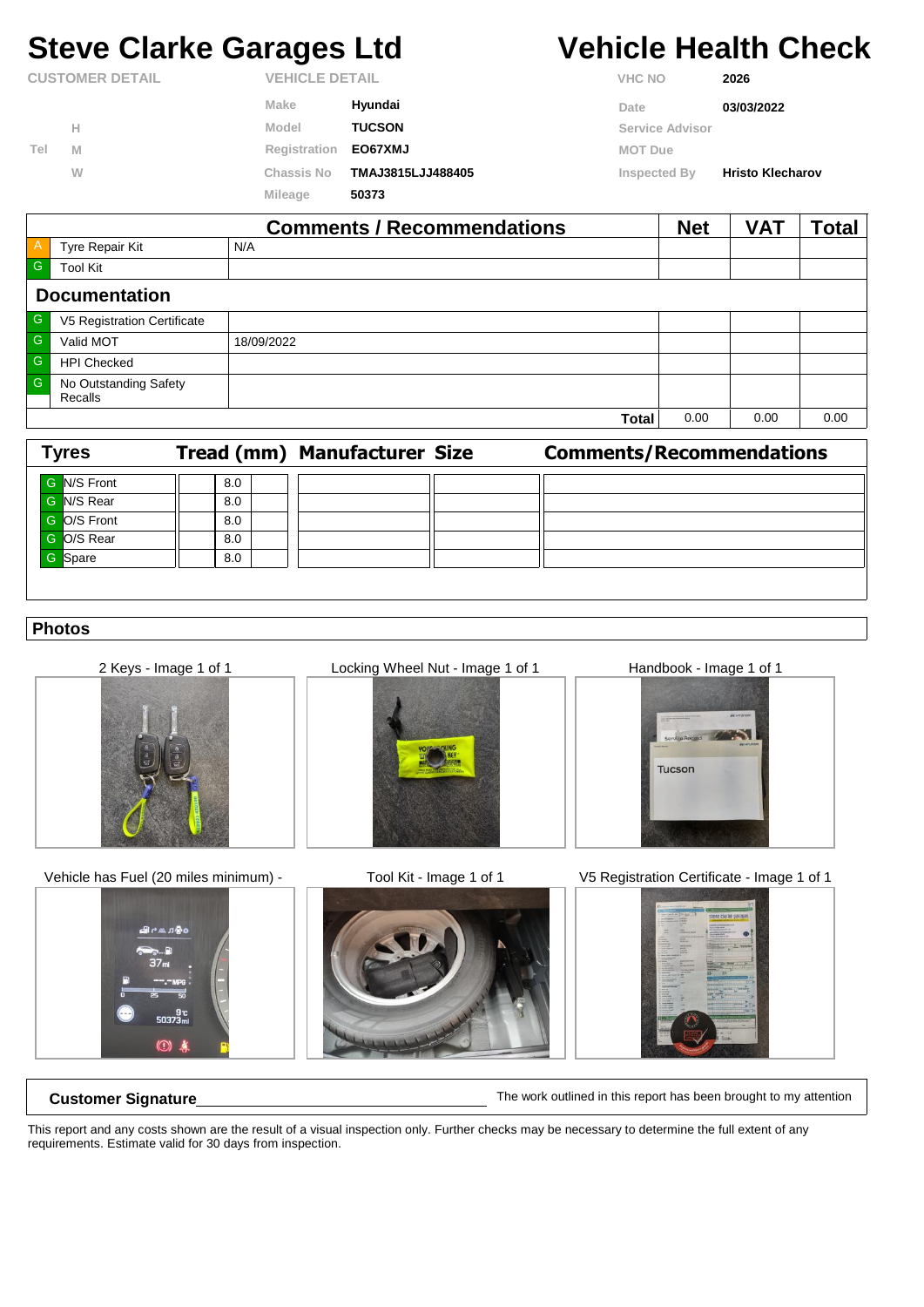# Steve Clarke Garages Ltd

# Vehicle Health Check

| CUSTOMER DETAIL | | VEHICLE DETAIL | | | |
|---|---|---|---|---|---|
| | | Make | Hyundai | VHC NO | 2026 |
| | H | Model | TUCSON | Date | 03/03/2022 |
| Tel | M | Registration | EO67XMJ | Service Advisor | |
| | W | Chassis No | TMAJ3815LJJ488405 | MOT Due | |
| | | Mileage | 50373 | Inspected By | Hristo Klecharov |

| | | Comments / Recommendations | Net | VAT | Total |
|---|---|---|---|---|---|
| A | Tyre Repair Kit | N/A | | | |
| G | Tool Kit | | | | |
| **Documentation** | | | | | |
| G | V5 Registration Certificate | | | | |
| G | Valid MOT | 18/09/2022 | | | |
| G | HPI Checked | | | | |
| G | No Outstanding Safety Recalls | | | | |
| | | **Total** | 0.00 | 0.00 | 0.00 |

| Tyres | Tread (mm) | Manufacturer | Size | Comments/Recommendations |
|---|---|---|---|---|
| G N/S Front | 8.0 | | | |
| G N/S Rear | 8.0 | | | |
| G O/S Front | 8.0 | | | |
| G O/S Rear | 8.0 | | | |
| G Spare | 8.0 | | | |

## Photos

2 Keys - Image 1 of 1

Locking Wheel Nut - Image 1 of 1

Handbook - Image 1 of 1

Vehicle has Fuel (20 miles minimum) -

Tool Kit - Image 1 of 1

V5 Registration Certificate - Image 1 of 1

**Customer Signature**\_\_\_\_\_\_\_\_\_\_\_\_\_\_\_\_\_\_\_\_\_\_\_\_\_\_\_\_\_\_\_\_ The work outlined in this report has been brought to my attention

This report and any costs shown are the result of a visual inspection only. Further checks may be necessary to determine the full extent of any requirements. Estimate valid for 30 days from inspection.